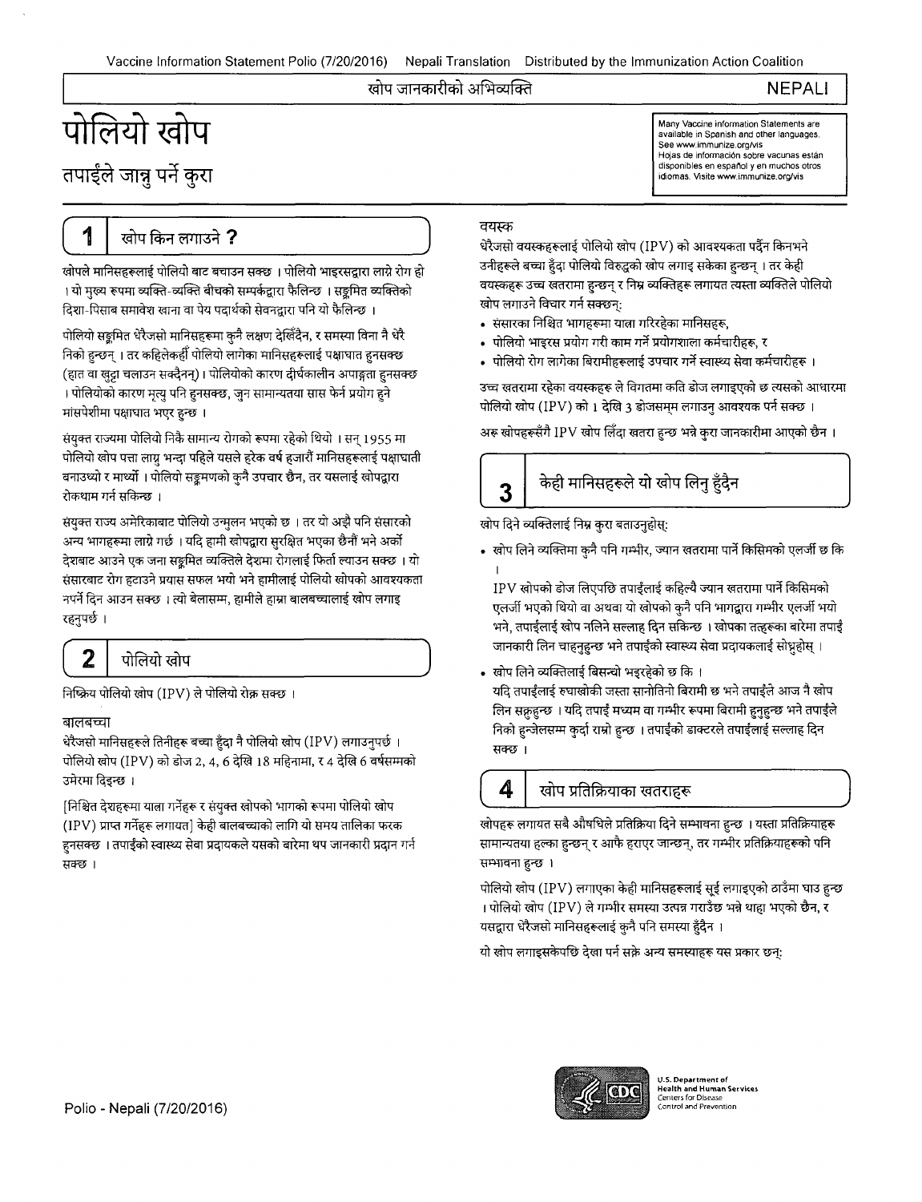खोप जानकारीको अभिव्यक्ति

NEPALI

# पोलियो खोप

## तपाईंले जान्नु पर्ने कुरा

Many Vaccine Information Statements are available in Spanish and other languages. See www.immunize.org/vis
Hojas de información sobre vacunas están disponibles en español y en muchos otros idiomas. Visite www.immunize.org/vis

## 1 खोप किन लगाउने ?

खोपले मानिसहरूलाई पोलियो बाट बचाउन सक्छ । पोलियो भाइरसद्वारा लाग्ने रोग हो । यो मुख्य रूपमा व्यक्ति-व्यक्ति बीचको सम्पर्कद्वारा फैलिन्छ । सङ्क्रमित व्यक्तिको दिशा-पिसाब समावेश खाना वा पेय पदार्थको सेवनद्वारा पनि यो फैलिन्छ ।

पोलियो सङ्क्रमित धेरैजसो मानिसहरूमा कुनै लक्षण देखिँदैन, र समस्या विना नै धेरै निको हुन्छन् । तर कहिलेकहीँ पोलियो लागेका मानिसहरूलाई पक्षाघात हुनसक्छ (हात वा खुट्टा चलाउन सक्दैनन्) । पोलियोको कारण दीर्घकालीन अपाङ्गता हुनसक्छ । पोलियोको कारण मृत्यु पनि हुनसक्छ, जुन सामान्यतया सास फेर्न प्रयोग हुने मांसपेशीमा पक्षाघात भएर हुन्छ ।

संयुक्त राज्यमा पोलियो निकै सामान्य रोगको रूपमा रहेको थियो । सन् 1955 मा पोलियो खोप पत्ता लाग्नु भन्दा पहिले यसले हरेक वर्ष हजारौं मानिसहरूलाई पक्षाघाती बनाउथ्यो र मार्थ्यो । पोलियो सङ्क्रमणको कुनै उपचार छैन, तर यसलाई खोपद्वारा रोकथाम गर्न सकिन्छ ।

संयुक्त राज्य अमेरिकाबाट पोलियो उन्मुलन भएको छ । तर यो अझै पनि संसारको अन्य भागहरूमा लाग्ने गर्छ । यदि हामी खोपद्वारा सुरक्षित भएका छैनौं भने अर्को देशबाट आउने एक जना सङ्क्रमित व्यक्तिले देशमा रोगलाई फिर्ता ल्याउन सक्छ । यो संसारबाट रोग हटाउने प्रयास सफल भयो भने हामीलाई पोलियो खोपको आवश्यकता नपर्ने दिन आउन सक्छ । त्यो बेलासम्म, हामीले हाम्रा बालबच्चालाई खोप लगाइ रहनुपर्छ ।

## 2 पोलियो खोप

निष्क्रिय पोलियो खोप (IPV) ले पोलियो रोक्न सक्छ ।

### बालबच्चा

धेरैजसो मानिसहरूले तिनीहरू बच्चा हुँदा नै पोलियो खोप (IPV) लगाउनुपर्छ । पोलियो खोप (IPV) को डोज 2, 4, 6 देखि 18 महिनामा, र 4 देखि 6 वर्षसम्मको उमेरमा दिइन्छ ।

[निश्चित देशहरूमा यात्रा गर्नेहरू र संयुक्त खोपको भागको रूपमा पोलियो खोप (IPV) प्राप्त गर्नेहरू लगायत] केही बालबच्चाको लागि यो समय तालिका फरक हुनसक्छ । तपाईंको स्वास्थ्य सेवा प्रदायकले यसको बारेमा थप जानकारी प्रदान गर्न सक्छ ।

### वयस्क

धेरैजसो वयस्कहरूलाई पोलियो खोप (IPV) को आवश्यकता पर्दैन किनभने उनीहरूले बच्चा हुँदा पोलियो विरुद्धको खोप लगाइ सकेका हुन्छन् । तर केही वयस्कहरू उच्च खतरामा हुन्छन् र निम्न व्यक्तिहरू लगायत त्यस्ता व्यक्तिले पोलियो खोप लगाउने विचार गर्न सक्छन्:

- संसारका निश्चित भागहरूमा यात्रा गरिरहेका मानिसहरू,
- पोलियो भाइरस प्रयोग गरी काम गर्ने प्रयोगशाला कर्मचारीहरू, र
- पोलियो रोग लागेका बिरामीहरूलाई उपचार गर्ने स्वास्थ्य सेवा कर्मचारीहरू ।

उच्च खतरामा रहेका वयस्कहरू ले विगतमा कति डोज लगाइएको छ त्यसको आधारमा पोलियो खोप (IPV) को 1 देखि 3 डोजसम्म लगाउनु आवश्यक पर्न सक्छ ।

अरू खोपहरूसँगै IPV खोप लिँदा खतरा हुन्छ भन्ने कुरा जानकारीमा आएको छैन ।

## 3 केही मानिसहरूले यो खोप लिनु हुँदैन

खोप दिने व्यक्तिलाई निम्न कुरा बताउनुहोस्:

- खोप लिने व्यक्तिमा कुनै पनि गम्भीर, ज्यान खतरामा पार्ने किसिमको एलर्जी छ कि ।
  IPV खोपको डोज लिएपछि तपाईंलाई कहिल्यै ज्यान खतरामा पार्ने किसिमको एलर्जी भएको थियो वा अथवा यो खोपको कुनै पनि भागद्वारा गम्भीर एलर्जी भयो भने, तपाईंलाई खोप नलिने सल्लाह दिन सकिन्छ । खोपका तत्वहरूका बारेमा तपाईं जानकारी लिन चाहनुहुन्छ भने तपाईंको स्वास्थ्य सेवा प्रदायकलाई सोध्नुहोस् ।
- खोप लिने व्यक्तिलाई बिसन्चो भइरहेको छ कि ।
  यदि तपाईंलाई रुघाखोकी जस्ता सानोतिनो बिरामी छ भने तपाईंले आज नै खोप लिन सक्नुहुन्छ । यदि तपाईं मध्यम वा गम्भीर रूपमा बिरामी हुनुहुन्छ भने तपाईंले निको हुन्जेलसम्म कुर्दा राम्रो हुन्छ । तपाईंको डाक्टरले तपाईंलाई सल्लाह दिन सक्छ ।

## 4 खोप प्रतिक्रियाका खतराहरू

खोपहरू लगायत सबै औषधिले प्रतिक्रिया दिने सम्भावना हुन्छ । यस्ता प्रतिक्रियाहरू सामान्यतया हल्का हुन्छन् र आफै हराएर जान्छन्, तर गम्भीर प्रतिक्रियाहरूको पनि सम्भावना हुन्छ ।

पोलियो खोप (IPV) लगाएका केही मानिसहरूलाई सुई लगाइएको ठाउँमा घाउ हुन्छ । पोलियो खोप (IPV) ले गम्भीर समस्या उत्पन्न गराउँछ भन्ने थाहा भएको छैन, र यसद्वारा धेरैजसो मानिसहरूलाई कुनै पनि समस्या हुँदैन ।

यो खोप लगाइसकेपछि देखा पर्न सक्ने अन्य समस्याहरू यस प्रकार छन्: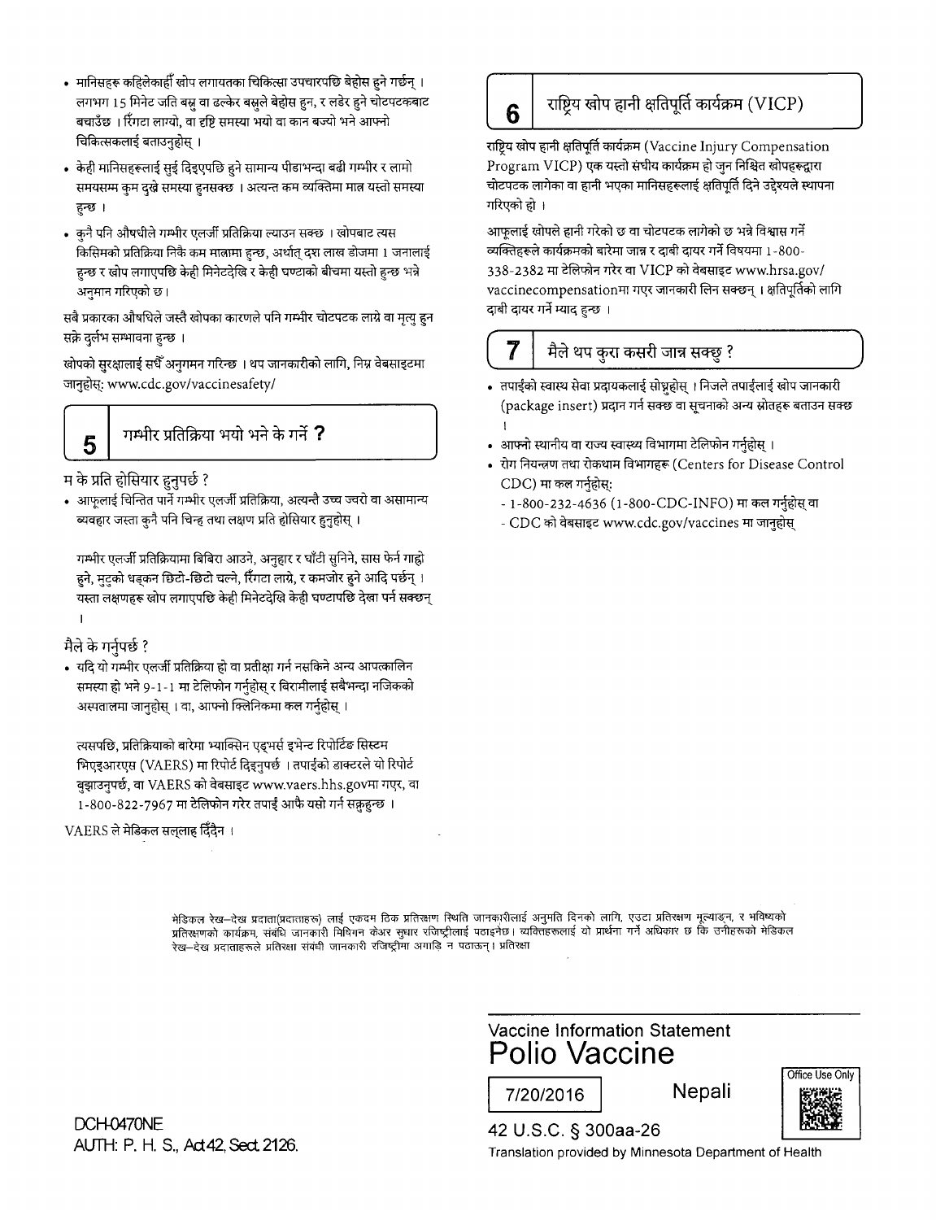- मानिसहरू कहिलेकाहीँ खोप लगायतका चिकित्सा उपचारपछि बेहोस हुने गर्छन् । लगभग 15 मिनेट जति बस्नु वा ढल्केर बस्नुले बेहोस हुन, र लडेर हुने चोटपटकबाट बचाउँछ । रिँगटा लाग्यो, वा दृष्टि समस्या भयो वा कान बज्यो भने आफ्नो चिकित्सकलाई बताउनुहोस् ।
- केही मानिसहरूलाई सुई दिइएपछि हुने सामान्य पीडाभन्दा बढी गम्भीर र लामो समयसम्म कुम दुख्ने समस्या हुनसक्छ । अत्यन्त कम व्यक्तिमा मात्र यस्तो समस्या हुन्छ ।
- कुनै पनि औषधीले गम्भीर एलर्जी प्रतिक्रिया ल्याउन सक्छ । खोपबाट त्यस किसिमको प्रतिक्रिया निकै कम मात्रामा हुन्छ, अर्थात् दश लाख डोजमा 1 जनालाई हुन्छ र खोप लगाएपछि केही मिनेटदेखि र केही घण्टाको बीचमा यस्तो हुन्छ भन्ने अनुमान गरिएको छ।

सबै प्रकारका औषधिले जस्तै खोपका कारणले पनि गम्भीर चोटपटक लाग्ने वा मृत्यु हुन सक्ने दुर्लभ सम्भावना हुन्छ ।

खोपको सुरक्षालाई सधैँ अनुगमन गरिन्छ । थप जानकारीको लागि, निम्न वेबसाइटमा जानुहोस्: www.cdc.gov/vaccinesafety/

## 5 गम्भीर प्रतिक्रिया भयो भने के गर्ने ?

म के प्रति होसियार हुनुपर्छ ?

- आफूलाई चिन्तित पार्ने गम्भीर एलर्जी प्रतिक्रिया, अत्यन्तै उच्च ज्वरो वा असामान्य व्यवहार जस्ता कुनै पनि चिन्ह तथा लक्षण प्रति होसियार हुनुहोस् ।

गम्भीर एलर्जी प्रतिक्रियामा बिबिरा आउने, अनुहार र घाँटी सुनिने, सास फेर्न गाह्रो हुने, मुटुको धड्कन छिटो-छिटो चल्ने, रिँगटा लाग्ने, र कमजोर हुने आदि पर्छन् । यस्ता लक्षणहरू खोप लगाएपछि केही मिनेटदेखि केही घण्टापछि देखा पर्न सक्छन् ।

मैले के गर्नुपर्छ ?

- यदि यो गम्भीर एलर्जी प्रतिक्रिया हो वा प्रतीक्षा गर्न नसकिने अन्य आपत्कालिन समस्या हो भने 9-1-1 मा टेलिफोन गर्नुहोस् र बिरामीलाई सबैभन्दा नजिकको अस्पतालमा जानुहोस् । वा, आफ्नो क्लिनिकमा कल गर्नुहोस् ।

त्यसपछि, प्रतिक्रियाको बारेमा भ्याक्सिन एड्भर्स इभेन्ट रिपोर्टिङ सिस्टम भिएइआरएस (VAERS) मा रिपोर्ट दिइनुपर्छ । तपाईंको डाक्टरले यो रिपोर्ट बुझाउनुपर्छ, वा VAERS को वेबसाइट www.vaers.hhs.govमा गएर, वा 1-800-822-7967 मा टेलिफोन गरेर तपाईं आफै यसो गर्न सक्नुहुन्छ ।

VAERS ले मेडिकल सल्लाह दिँदैन ।

## 6 राष्ट्रिय खोप हानी क्षतिपूर्ति कार्यक्रम (VICP)

राष्ट्रिय खोप हानी क्षतिपूर्ति कार्यक्रम (Vaccine Injury Compensation Program VICP) एक यस्तो संघीय कार्यक्रम हो जुन निश्चित खोपहरूद्वारा चोटपटक लागेका वा हानी भएका मानिसहरूलाई क्षतिपूर्ति दिने उद्देश्यले स्थापना गरिएको हो ।

आफूलाई खोपले हानी गरेको छ वा चोटपटक लागेको छ भन्ने विश्वास गर्ने व्यक्तिहरूले कार्यक्रमको बारेमा जान्न र दाबी दायर गर्ने विषयमा 1-800-338-2382 मा टेलिफोन गरेर वा VICP को वेबसाइट www.hrsa.gov/vaccinecompensationमा गएर जानकारी लिन सक्छन् । क्षतिपूर्तिको लागि दाबी दायर गर्ने म्याद हुन्छ ।

## 7 मैले थप कुरा कसरी जान्न सक्छु ?

- तपाईंको स्वास्थ्य सेवा प्रदायकलाई सोध्नुहोस् । निजले तपाईंलाई खोप जानकारी (package insert) प्रदान गर्न सक्छ वा सूचनाको अन्य स्रोतहरू बताउन सक्छ ।
- आफ्नो स्थानीय वा राज्य स्वास्थ्य विभागमा टेलिफोन गर्नुहोस् ।
- रोग नियन्त्रण तथा रोकथाम विभागहरू (Centers for Disease Control CDC) मा कल गर्नुहोस्:
  - 1-800-232-4636 (1-800-CDC-INFO) मा कल गर्नुहोस् वा
  - CDC को वेबसाइट www.cdc.gov/vaccines मा जानुहोस्

मेडिकल रेख–देख प्रदाता(प्रदाताहरू) लाई एकदम ठिक प्रतिरक्षण स्थिति जानकारीलाई अनुमति दिनको लागि, एउटा प्रतिरक्षण मूल्याङ्न, र भविष्यको प्रतिरक्षणको कार्यक्रम, संबंधि जानकारी मिनिसोटा इम्युनाइजेशन इन्फर्मेसन कनेक्सन (MIIC) रजिष्ट्रीलाई पठाइनेछ। व्यक्तिहरूलाई यो प्रार्थना गर्ने अधिकार छ कि उनीहरूको मेडिकल रेख–देख प्रदाताहरूले प्रतिरक्षा संबंधी जानकारी रजिष्ट्रीमा अगाड़ि न पठाऊन्। प्रतिरक्षा

Vaccine Information Statement
Polio Vaccine

7/20/2016

Nepali

Office Use Only

42 U.S.C. § 300aa-26

Translation provided by Minnesota Department of Health

DCH-0470NE
AUTH: P. H. S., Act 42, Sect. 2126.